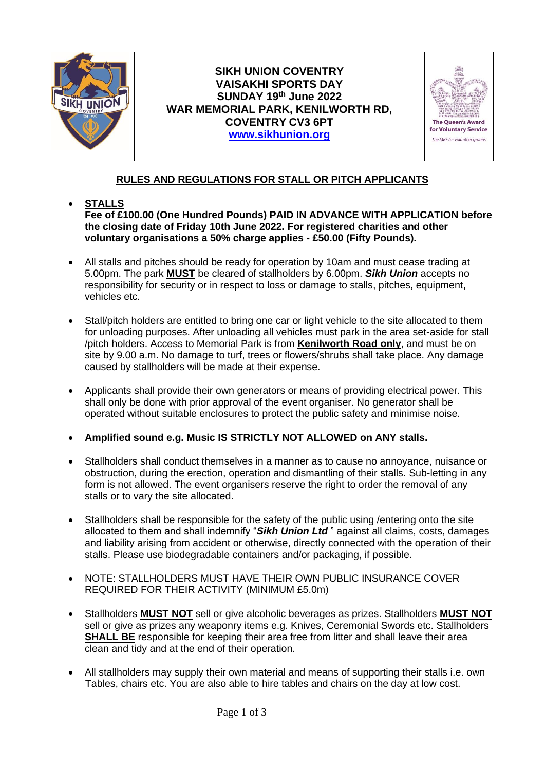**SIKH UNION COVENTRY**
**VAISAKHI SPORTS DAY**
**SUNDAY 19th June 2022**
**WAR MEMORIAL PARK, KENILWORTH RD, COVENTRY CV3 6PT**
**[www.sikhunion.org](http://www.sikhunion.org)**

## RULES AND REGULATIONS FOR STALL OR PITCH APPLICANTS

- **STALLS**
  **Fee of £100.00 (One Hundred Pounds) PAID IN ADVANCE WITH APPLICATION before the closing date of Friday 10th June 2022. For registered charities and other voluntary organisations a 50% charge applies - £50.00 (Fifty Pounds).**

- All stalls and pitches should be ready for operation by 10am and must cease trading at 5.00pm. The park **MUST** be cleared of stallholders by 6.00pm. ***Sikh Union*** accepts no responsibility for security or in respect to loss or damage to stalls, pitches, equipment, vehicles etc.

- Stall/pitch holders are entitled to bring one car or light vehicle to the site allocated to them for unloading purposes. After unloading all vehicles must park in the area set-aside for stall /pitch holders. Access to Memorial Park is from **Kenilworth Road only**, and must be on site by 9.00 a.m. No damage to turf, trees or flowers/shrubs shall take place. Any damage caused by stallholders will be made at their expense.

- Applicants shall provide their own generators or means of providing electrical power. This shall only be done with prior approval of the event organiser. No generator shall be operated without suitable enclosures to protect the public safety and minimise noise.

- **Amplified sound e.g. Music IS STRICTLY NOT ALLOWED on ANY stalls.**

- Stallholders shall conduct themselves in a manner as to cause no annoyance, nuisance or obstruction, during the erection, operation and dismantling of their stalls. Sub-letting in any form is not allowed. The event organisers reserve the right to order the removal of any stalls or to vary the site allocated.

- Stallholders shall be responsible for the safety of the public using /entering onto the site allocated to them and shall indemnify "***Sikh Union Ltd*** " against all claims, costs, damages and liability arising from accident or otherwise, directly connected with the operation of their stalls. Please use biodegradable containers and/or packaging, if possible.

- NOTE: STALLHOLDERS MUST HAVE THEIR OWN PUBLIC INSURANCE COVER REQUIRED FOR THEIR ACTIVITY (MINIMUM £5.0m)

- Stallholders **MUST NOT** sell or give alcoholic beverages as prizes. Stallholders **MUST NOT** sell or give as prizes any weaponry items e.g. Knives, Ceremonial Swords etc. Stallholders **SHALL BE** responsible for keeping their area free from litter and shall leave their area clean and tidy and at the end of their operation.

- All stallholders may supply their own material and means of supporting their stalls i.e. own Tables, chairs etc. You are also able to hire tables and chairs on the day at low cost.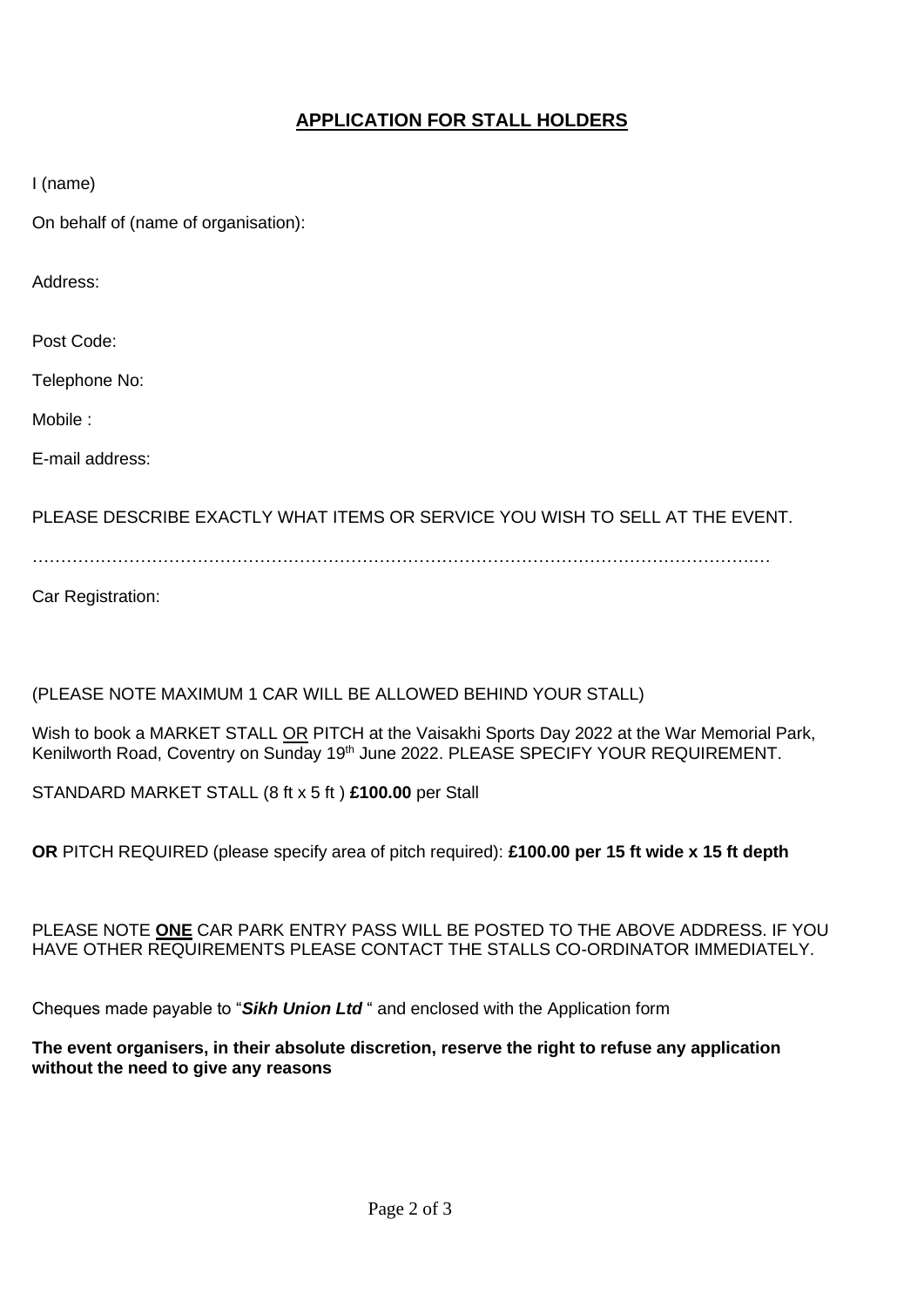## <u>APPLICATION FOR STALL HOLDERS</u>

I (name)

On behalf of (name of organisation):

Address:

Post Code:

Telephone No:

Mobile :

E-mail address:

PLEASE DESCRIBE EXACTLY WHAT ITEMS OR SERVICE YOU WISH TO SELL AT THE EVENT.

……………………………………………………………………………………………………………..…

Car Registration:

(PLEASE NOTE MAXIMUM 1 CAR WILL BE ALLOWED BEHIND YOUR STALL)

Wish to book a MARKET STALL <u>OR</u> PITCH at the Vaisakhi Sports Day 2022 at the War Memorial Park, Kenilworth Road, Coventry on Sunday 19th June 2022. PLEASE SPECIFY YOUR REQUIREMENT.

STANDARD MARKET STALL (8 ft x 5 ft ) **£100.00** per Stall

**OR** PITCH REQUIRED (please specify area of pitch required): **£100.00 per 15 ft wide x 15 ft depth**

PLEASE NOTE **<u>ONE</u>** CAR PARK ENTRY PASS WILL BE POSTED TO THE ABOVE ADDRESS. IF YOU HAVE OTHER REQUIREMENTS PLEASE CONTACT THE STALLS CO-ORDINATOR IMMEDIATELY.

Cheques made payable to "***Sikh Union Ltd*** " and enclosed with the Application form

**The event organisers, in their absolute discretion, reserve the right to refuse any application without the need to give any reasons**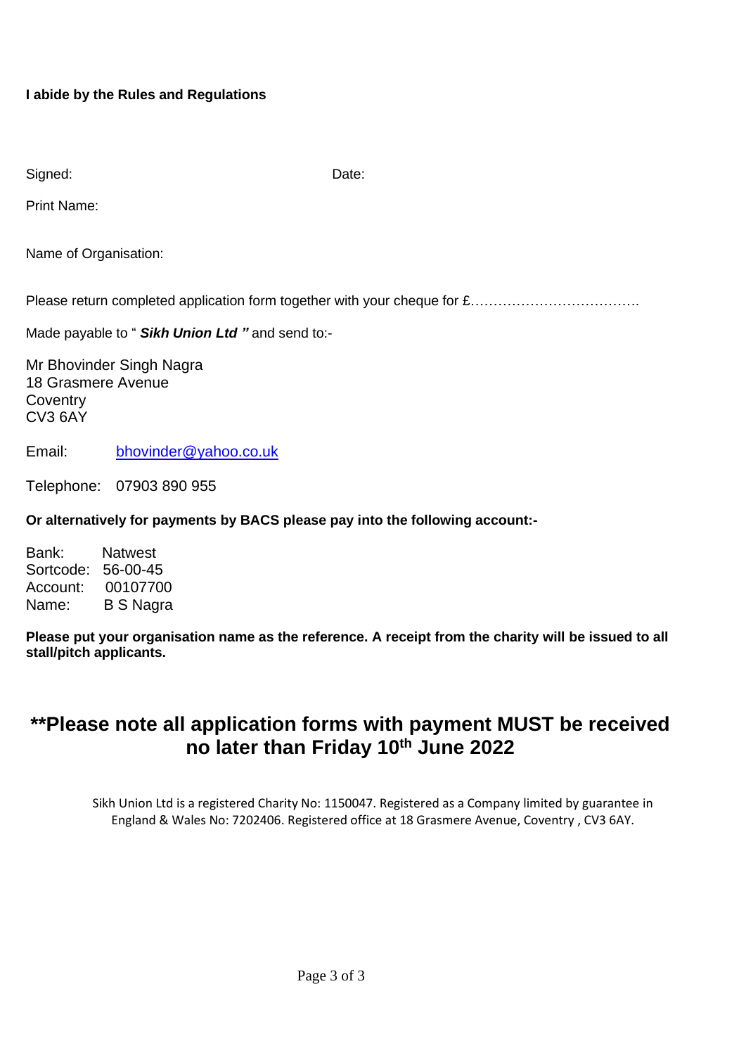**I abide by the Rules and Regulations**

Signed: Date:

Print Name:

Name of Organisation:

Please return completed application form together with your cheque for £……………………………….

Made payable to " ***Sikh Union Ltd "*** and send to:-

Mr Bhovinder Singh Nagra
18 Grasmere Avenue
Coventry
CV3 6AY

Email: bhovinder@yahoo.co.uk

Telephone: 07903 890 955

**Or alternatively for payments by BACS please pay into the following account:-**

Bank: Natwest
Sortcode: 56-00-45
Account: 00107700
Name: B S Nagra

**Please put your organisation name as the reference. A receipt from the charity will be issued to all stall/pitch applicants.**

## **\*\*Please note all application forms with payment MUST be received no later than Friday 10th June 2022**

Sikh Union Ltd is a registered Charity No: 1150047. Registered as a Company limited by guarantee in England & Wales No: 7202406. Registered office at 18 Grasmere Avenue, Coventry , CV3 6AY.